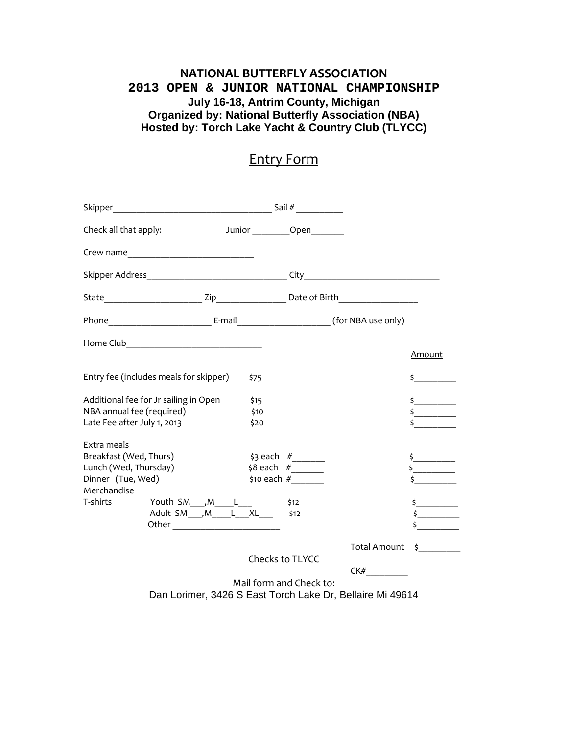**NATIONAL BUTTERFLY ASSOCIATION**

**2013 OPEN & JUNIOR NATIONAL CHAMPIONSHIP**

**July 16-18, Antrim County, Michigan**

**Organized by: National Butterfly Association (NBA)**

**Hosted by: Torch Lake Yacht & Country Club (TLYCC)**

# Entry Form

Skipper___________________________________ Sail # __________

Check all that apply: Junior ________Open_______

Crew name___________________________

Skipper Address______________________________ City_____________________________

State_____________________ Zip_______________ Date of Birth_________________

Phone______________________ E-mail____________________ (for NBA use only)

Home Club_____________________________

| | | | Amount |
|---|---|---|---|
| Entry fee (includes meals for skipper) | $75 | | $_________ |
| Additional fee for Jr sailing in Open | $15 | | $_________ |
| NBA annual fee (required) | $10 | | $_________ |
| Late Fee after July 1, 2013 | $20 | | $_________ |
| **Extra meals** | | | |
| Breakfast (Wed, Thurs) | $3 each | #_______ | $_________ |
| Lunch (Wed, Thursday) | $8 each | #_______ | $_________ |
| Dinner (Tue, Wed) | $10 each | #_______ | $_________ |
| **Merchandise** | | | |
| T-shirts Youth SM___,M____L___ | $12 | | $_________ |
| Adult SM___,M____L___XL___ | $12 | | $_________ |
| Other _______________________ | | | $_________ |

Total Amount $_________

Checks to TLYCC

CK#_________

Mail form and Check to:

Dan Lorimer, 3426 S East Torch Lake Dr, Bellaire Mi 49614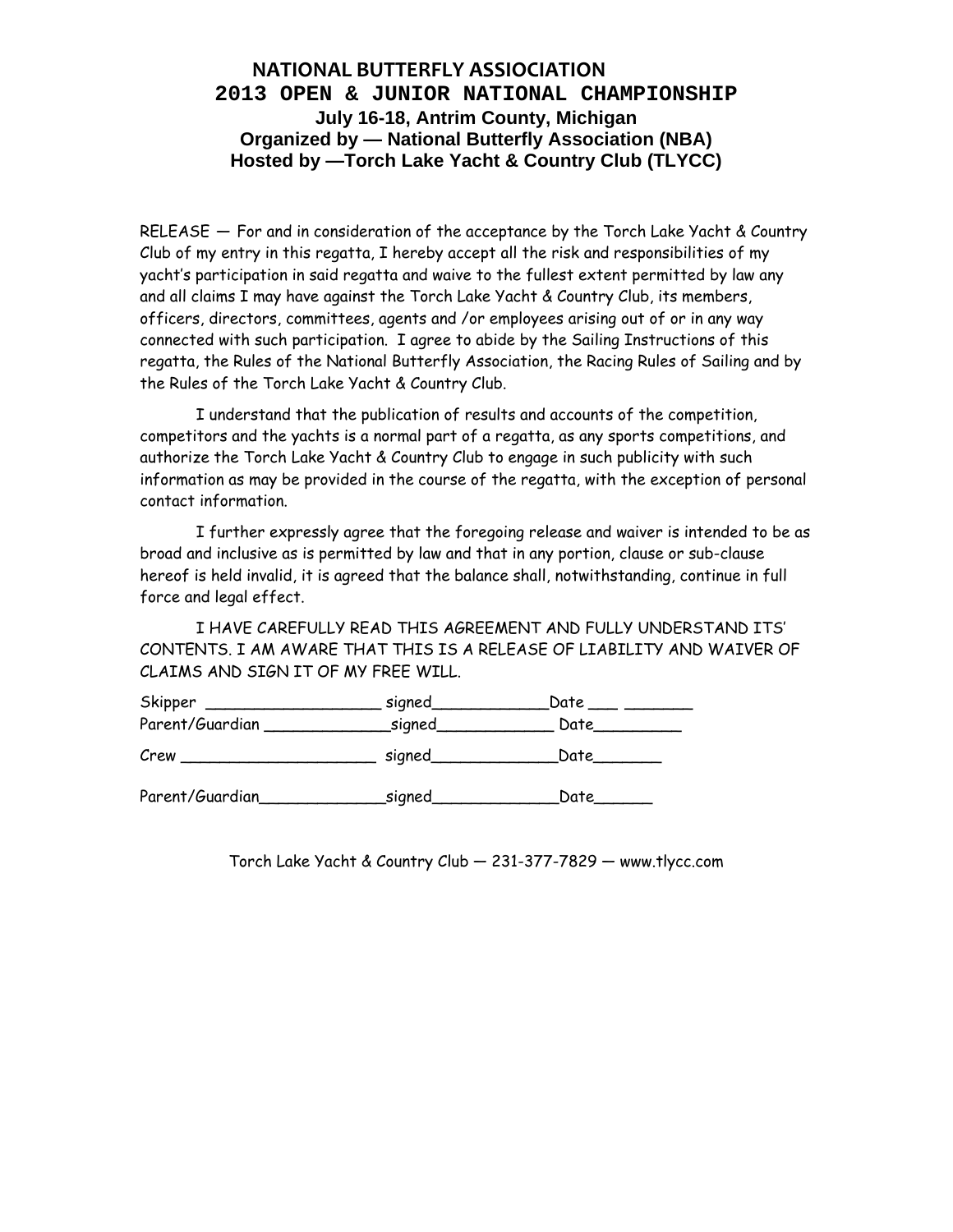# NATIONAL BUTTERFLY ASSIOCIATION

## 2013 OPEN & JUNIOR NATIONAL CHAMPIONSHIP

**July 16-18, Antrim County, Michigan**
**Organized by — National Butterfly Association (NBA)**
**Hosted by —Torch Lake Yacht & Country Club (TLYCC)**

RELEASE — For and in consideration of the acceptance by the Torch Lake Yacht & Country Club of my entry in this regatta, I hereby accept all the risk and responsibilities of my yacht's participation in said regatta and waive to the fullest extent permitted by law any and all claims I may have against the Torch Lake Yacht & Country Club, its members, officers, directors, committees, agents and /or employees arising out of or in any way connected with such participation. I agree to abide by the Sailing Instructions of this regatta, the Rules of the National Butterfly Association, the Racing Rules of Sailing and by the Rules of the Torch Lake Yacht & Country Club.

I understand that the publication of results and accounts of the competition, competitors and the yachts is a normal part of a regatta, as any sports competitions, and authorize the Torch Lake Yacht & Country Club to engage in such publicity with such information as may be provided in the course of the regatta, with the exception of personal contact information.

I further expressly agree that the foregoing release and waiver is intended to be as broad and inclusive as is permitted by law and that in any portion, clause or sub-clause hereof is held invalid, it is agreed that the balance shall, notwithstanding, continue in full force and legal effect.

I HAVE CAREFULLY READ THIS AGREEMENT AND FULLY UNDERSTAND ITS' CONTENTS. I AM AWARE THAT THIS IS A RELEASE OF LIABILITY AND WAIVER OF CLAIMS AND SIGN IT OF MY FREE WILL.

Skipper __________________ signed____________Date ___ _______

Parent/Guardian _____________signed____________ Date_________

Crew ____________________ signed_____________Date_______

Parent/Guardian_____________signed_____________Date______

Torch Lake Yacht & Country Club — 231-377-7829 — www.tlycc.com